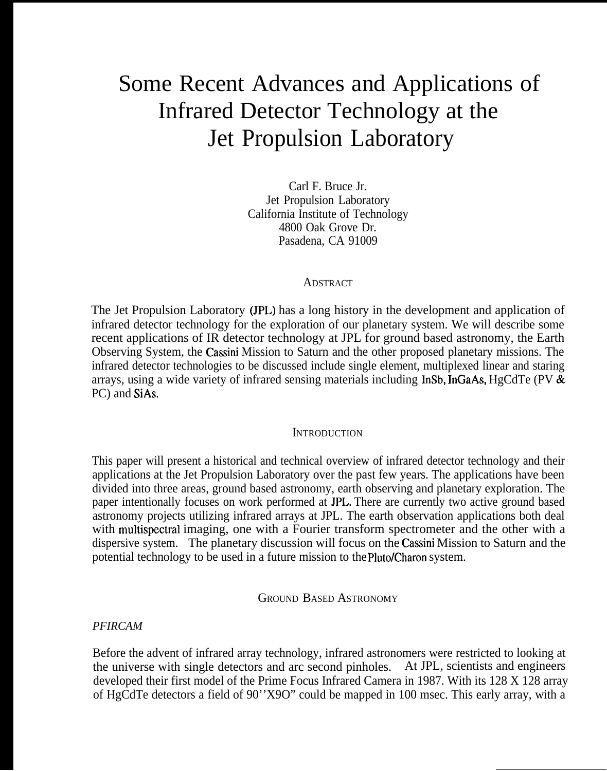# Some Recent Advances and Applications of Infrared Detector Technology at the Jet Propulsion Laboratory

Carl F. Bruce Jr.
Jet Propulsion Laboratory
California Institute of Technology
4800 Oak Grove Dr.
Pasadena, CA 91009

## ADSTRACT

The Jet Propulsion Laboratory (JPL) has a long history in the development and application of infrared detector technology for the exploration of our planetary system. We will describe some recent applications of IR detector technology at JPL for ground based astronomy, the Earth Observing System, the Cassini Mission to Saturn and the other proposed planetary missions. The infrared detector technologies to be discussed include single element, multiplexed linear and staring arrays, using a wide variety of infrared sensing materials including InSb, InGaAs, HgCdTe (PV & PC) and SiAs.

## INTRODUCTION

This paper will present a historical and technical overview of infrared detector technology and their applications at the Jet Propulsion Laboratory over the past few years. The applications have been divided into three areas, ground based astronomy, earth observing and planetary exploration. The paper intentionally focuses on work performed at JPL. There are currently two active ground based astronomy projects utilizing infrared arrays at JPL. The earth observation applications both deal with multispectral imaging, one with a Fourier transform spectrometer and the other with a dispersive system. The planetary discussion will focus on the Cassini Mission to Saturn and the potential technology to be used in a future mission to the Pluto/Charon system.

## GROUND BASED ASTRONOMY

### *PFIRCAM*

Before the advent of infrared array technology, infrared astronomers were restricted to looking at the universe with single detectors and arc second pinholes. At JPL, scientists and engineers developed their first model of the Prime Focus Infrared Camera in 1987. With its 128 X 128 array of HgCdTe detectors a field of 90''X9O" could be mapped in 100 msec. This early array, with a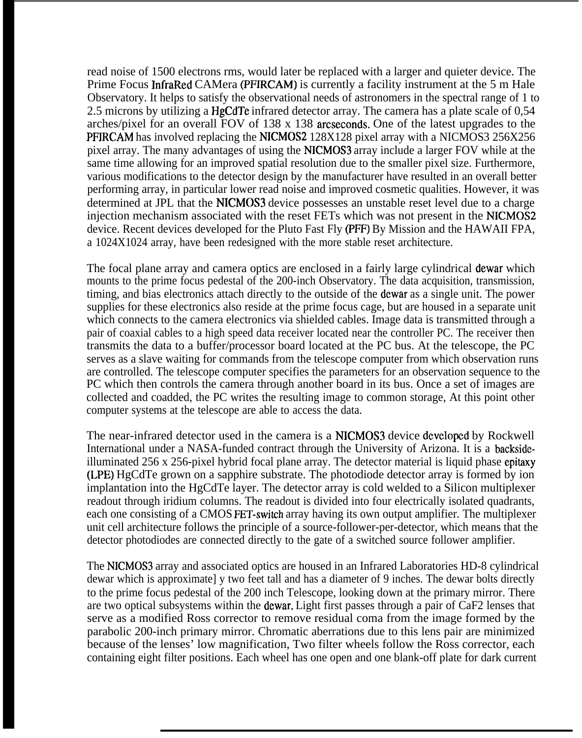read noise of 1500 electrons rms, would later be replaced with a larger and quieter device. The Prime Focus InfraRed CAMera (PFIRCAM) is currently a facility instrument at the 5 m Hale Observatory. It helps to satisfy the observational needs of astronomers in the spectral range of 1 to 2.5 microns by utilizing a HgCdTe infrared detector array. The camera has a plate scale of 0,54 arches/pixel for an overall FOV of 138 x 138 arcseconds. One of the latest upgrades to the PFIRCAM has involved replacing the NICMOS2 128X128 pixel array with a NICMOS3 256X256 pixel array. The many advantages of using the NICMOS3 array include a larger FOV while at the same time allowing for an improved spatial resolution due to the smaller pixel size. Furthermore, various modifications to the detector design by the manufacturer have resulted in an overall better performing array, in particular lower read noise and improved cosmetic qualities. However, it was determined at JPL that the NICMOS3 device possesses an unstable reset level due to a charge injection mechanism associated with the reset FETs which was not present in the NICMOS2 device. Recent devices developed for the Pluto Fast Fly (PFF) By Mission and the HAWAII FPA, a 1024X1024 array, have been redesigned with the more stable reset architecture.

The focal plane array and camera optics are enclosed in a fairly large cylindrical dewar which mounts to the prime focus pedestal of the 200-inch Observatory. The data acquisition, transmission, timing, and bias electronics attach directly to the outside of the dewar as a single unit. The power supplies for these electronics also reside at the prime focus cage, but are housed in a separate unit which connects to the camera electronics via shielded cables. Image data is transmitted through a pair of coaxial cables to a high speed data receiver located near the controller PC. The receiver then transmits the data to a buffer/processor board located at the PC bus. At the telescope, the PC serves as a slave waiting for commands from the telescope computer from which observation runs are controlled. The telescope computer specifies the parameters for an observation sequence to the PC which then controls the camera through another board in its bus. Once a set of images are collected and coadded, the PC writes the resulting image to common storage, At this point other computer systems at the telescope are able to access the data.

The near-infrared detector used in the camera is a NICMOS3 device developed by Rockwell International under a NASA-funded contract through the University of Arizona. It is a backside-illuminated 256 x 256-pixel hybrid focal plane array. The detector material is liquid phase epitaxy (LPE) HgCdTe grown on a sapphire substrate. The photodiode detector array is formed by ion implantation into the HgCdTe layer. The detector array is cold welded to a Silicon multiplexer readout through iridium columns. The readout is divided into four electrically isolated quadrants, each one consisting of a CMOS FET-switch array having its own output amplifier. The multiplexer unit cell architecture follows the principle of a source-follower-per-detector, which means that the detector photodiodes are connected directly to the gate of a switched source follower amplifier.

The NICMOS3 array and associated optics are housed in an Infrared Laboratories HD-8 cylindrical dewar which is approximate] y two feet tall and has a diameter of 9 inches. The dewar bolts directly to the prime focus pedestal of the 200 inch Telescope, looking down at the primary mirror. There are two optical subsystems within the dewar. Light first passes through a pair of CaF2 lenses that serve as a modified Ross corrector to remove residual coma from the image formed by the parabolic 200-inch primary mirror. Chromatic aberrations due to this lens pair are minimized because of the lenses' low magnification, Two filter wheels follow the Ross corrector, each containing eight filter positions. Each wheel has one open and one blank-off plate for dark current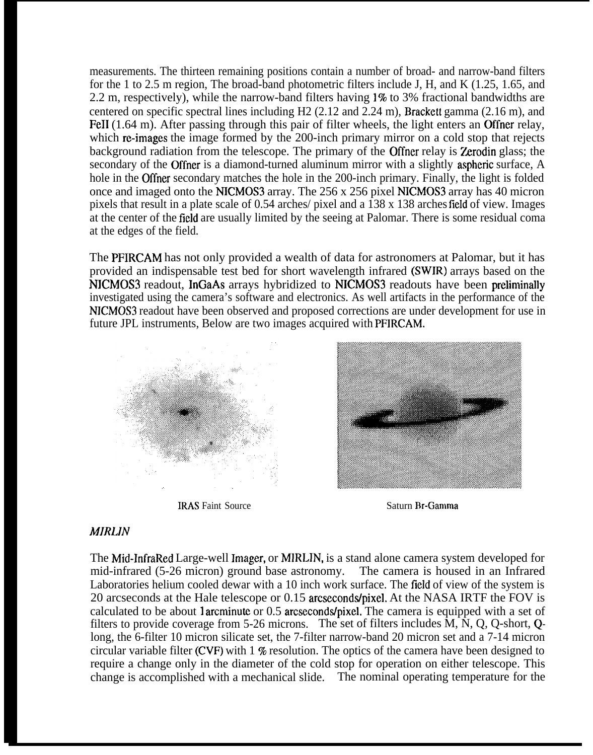measurements. The thirteen remaining positions contain a number of broad- and narrow-band filters for the 1 to 2.5 m region, The broad-band photometric filters include J, H, and K (1.25, 1.65, and 2.2 m, respectively), while the narrow-band filters having 1% to 3% fractional bandwidths are centered on specific spectral lines including H2 (2.12 and 2.24 m), Brackett gamma (2.16 m), and FeII (1.64 m). After passing through this pair of filter wheels, the light enters an Offner relay, which re-images the image formed by the 200-inch primary mirror on a cold stop that rejects background radiation from the telescope. The primary of the Offner relay is Zerodin glass; the secondary of the Offner is a diamond-turned aluminum mirror with a slightly aspheric surface, A hole in the Offner secondary matches the hole in the 200-inch primary. Finally, the light is folded once and imaged onto the NICMOS3 array. The 256 x 256 pixel NICMOS3 array has 40 micron pixels that result in a plate scale of 0.54 arches/ pixel and a 138 x 138 arches field of view. Images at the center of the field are usually limited by the seeing at Palomar. There is some residual coma at the edges of the field.

The PFIRCAM has not only provided a wealth of data for astronomers at Palomar, but it has provided an indispensable test bed for short wavelength infrared (SWIR) arrays based on the NICMOS3 readout, InGaAs arrays hybridized to NICMOS3 readouts have been preliminally investigated using the camera's software and electronics. As well artifacts in the performance of the NICMOS3 readout have been observed and proposed corrections are under development for use in future JPL instruments, Below are two images acquired with PFIRCAM.

IRAS Faint Source

Saturn Br-Gamma

### *MIRLIN*

The Mid-InfraRed Large-well Imager, or MIRLIN, is a stand alone camera system developed for mid-infrared (5-26 micron) ground base astronomy. The camera is housed in an Infrared Laboratories helium cooled dewar with a 10 inch work surface. The field of view of the system is 20 arcseconds at the Hale telescope or 0.15 arcseconds/pixel. At the NASA IRTF the FOV is calculated to be about 1 arcminute or 0.5 arcseconds/pixel. The camera is equipped with a set of filters to provide coverage from 5-26 microns. The set of filters includes M, N, Q, Q-short, Q-long, the 6-filter 10 micron silicate set, the 7-filter narrow-band 20 micron set and a 7-14 micron circular variable filter (CVF) with 1 % resolution. The optics of the camera have been designed to require a change only in the diameter of the cold stop for operation on either telescope. This change is accomplished with a mechanical slide. The nominal operating temperature for the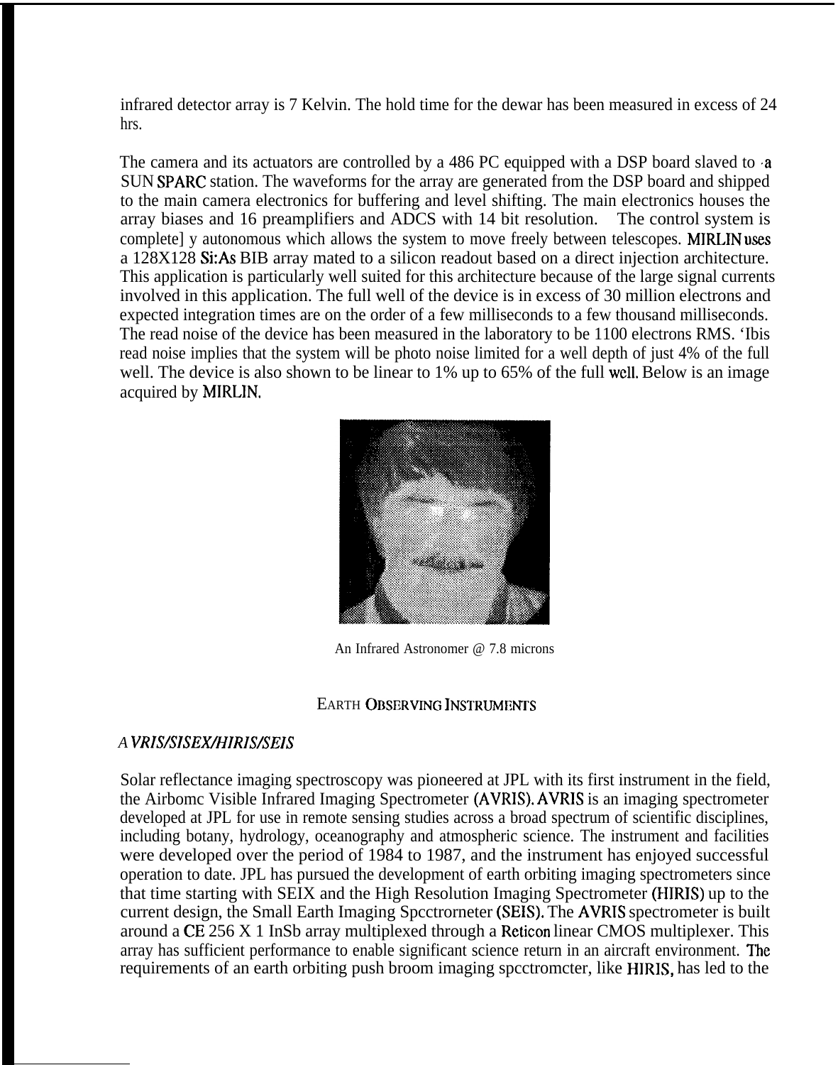infrared detector array is 7 Kelvin. The hold time for the dewar has been measured in excess of 24 hrs.

The camera and its actuators are controlled by a 486 PC equipped with a DSP board slaved to a SUN SPARC station. The waveforms for the array are generated from the DSP board and shipped to the main camera electronics for buffering and level shifting. The main electronics houses the array biases and 16 preamplifiers and ADCS with 14 bit resolution. The control system is complete] y autonomous which allows the system to move freely between telescopes. MIRLIN uses a 128X128 Si:As BIB array mated to a silicon readout based on a direct injection architecture. This application is particularly well suited for this architecture because of the large signal currents involved in this application. The full well of the device is in excess of 30 million electrons and expected integration times are on the order of a few milliseconds to a few thousand milliseconds. The read noise of the device has been measured in the laboratory to be 1100 electrons RMS. 'Ibis read noise implies that the system will be photo noise limited for a well depth of just 4% of the full well. The device is also shown to be linear to 1% up to 65% of the full well. Below is an image acquired by MIRLIN.

An Infrared Astronomer @ 7.8 microns

## EARTH OBSERVING INSTRUMENTS

### *AVRIS/SISEX/HIRIS/SEIS*

Solar reflectance imaging spectroscopy was pioneered at JPL with its first instrument in the field, the Airbomc Visible Infrared Imaging Spectrometer (AVRIS). AVRIS is an imaging spectrometer developed at JPL for use in remote sensing studies across a broad spectrum of scientific disciplines, including botany, hydrology, oceanography and atmospheric science. The instrument and facilities were developed over the period of 1984 to 1987, and the instrument has enjoyed successful operation to date. JPL has pursued the development of earth orbiting imaging spectrometers since that time starting with SEIX and the High Resolution Imaging Spectrometer (HIRIS) up to the current design, the Small Earth Imaging Spcctrorneter (SEIS). The AVRIS spectrometer is built around a CE 256 X 1 InSb array multiplexed through a Reticon linear CMOS multiplexer. This array has sufficient performance to enable significant science return in an aircraft environment. The requirements of an earth orbiting push broom imaging spcctromcter, like HIRIS, has led to the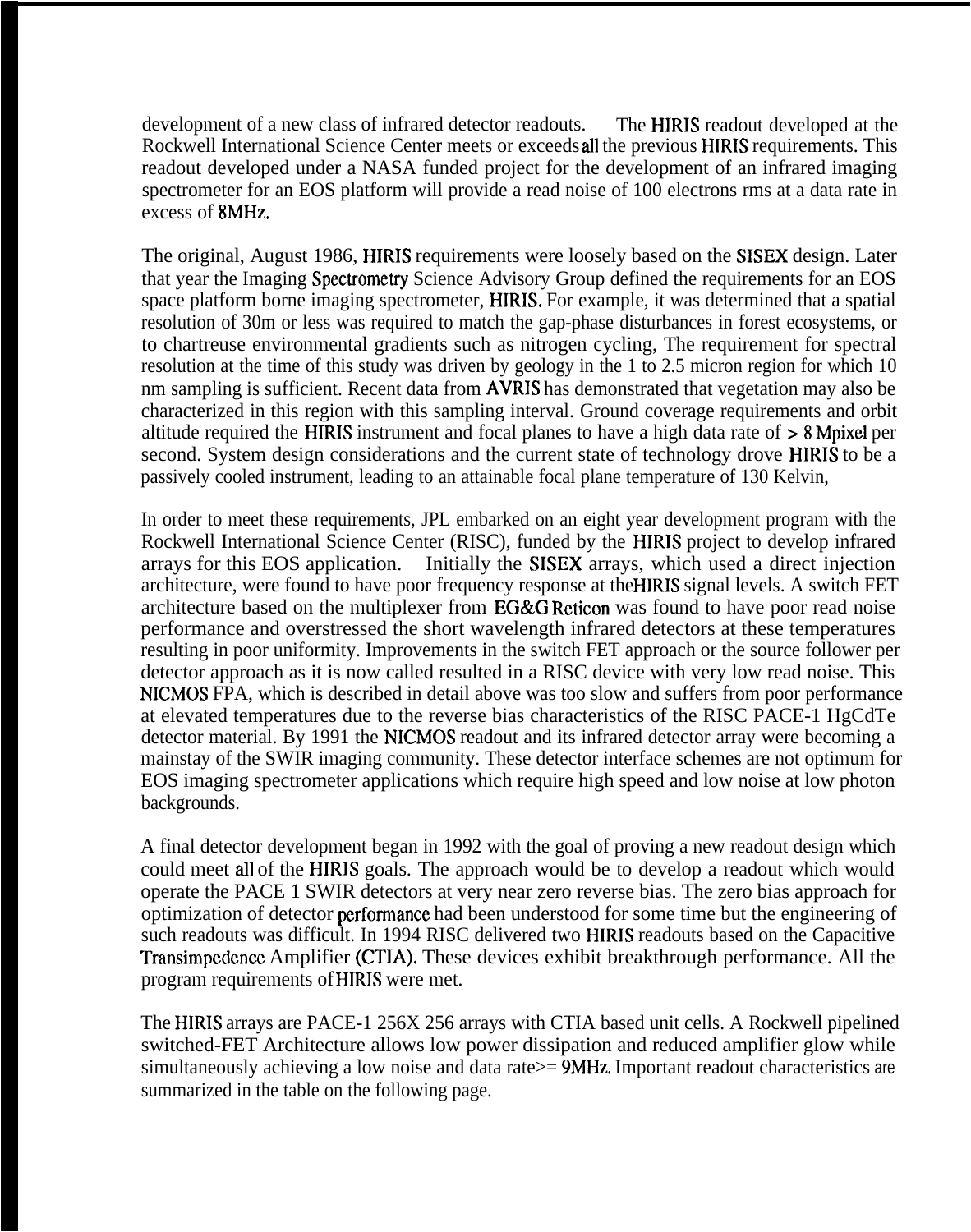development of a new class of infrared detector readouts. The HIRIS readout developed at the Rockwell International Science Center meets or exceeds all the previous HIRIS requirements. This readout developed under a NASA funded project for the development of an infrared imaging spectrometer for an EOS platform will provide a read noise of 100 electrons rms at a data rate in excess of 8MHz.

The original, August 1986, HIRIS requirements were loosely based on the SISEX design. Later that year the Imaging Spectrometry Science Advisory Group defined the requirements for an EOS space platform borne imaging spectrometer, HIRIS. For example, it was determined that a spatial resolution of 30m or less was required to match the gap-phase disturbances in forest ecosystems, or to chartreuse environmental gradients such as nitrogen cycling, The requirement for spectral resolution at the time of this study was driven by geology in the 1 to 2.5 micron region for which 10 nm sampling is sufficient. Recent data from AVRIS has demonstrated that vegetation may also be characterized in this region with this sampling interval. Ground coverage requirements and orbit altitude required the HIRIS instrument and focal planes to have a high data rate of > 8 Mpixel per second. System design considerations and the current state of technology drove HIRIS to be a passively cooled instrument, leading to an attainable focal plane temperature of 130 Kelvin,

In order to meet these requirements, JPL embarked on an eight year development program with the Rockwell International Science Center (RISC), funded by the HIRIS project to develop infrared arrays for this EOS application. Initially the SISEX arrays, which used a direct injection architecture, were found to have poor frequency response at the HIRIS signal levels. A switch FET architecture based on the multiplexer from EG&G Reticon was found to have poor read noise performance and overstressed the short wavelength infrared detectors at these temperatures resulting in poor uniformity. Improvements in the switch FET approach or the source follower per detector approach as it is now called resulted in a RISC device with very low read noise. This NICMOS FPA, which is described in detail above was too slow and suffers from poor performance at elevated temperatures due to the reverse bias characteristics of the RISC PACE-1 HgCdTe detector material. By 1991 the NICMOS readout and its infrared detector array were becoming a mainstay of the SWIR imaging community. These detector interface schemes are not optimum for EOS imaging spectrometer applications which require high speed and low noise at low photon backgrounds.

A final detector development began in 1992 with the goal of proving a new readout design which could meet all of the HIRIS goals. The approach would be to develop a readout which would operate the PACE 1 SWIR detectors at very near zero reverse bias. The zero bias approach for optimization of detector performance had been understood for some time but the engineering of such readouts was difficult. In 1994 RISC delivered two HIRIS readouts based on the Capacitive Transimpedence Amplifier (CTIA). These devices exhibit breakthrough performance. All the program requirements of HIRIS were met.

The HIRIS arrays are PACE-1 256X 256 arrays with CTIA based unit cells. A Rockwell pipelined switched-FET Architecture allows low power dissipation and reduced amplifier glow while simultaneously achieving a low noise and data rate>= 9MHz. Important readout characteristics are summarized in the table on the following page.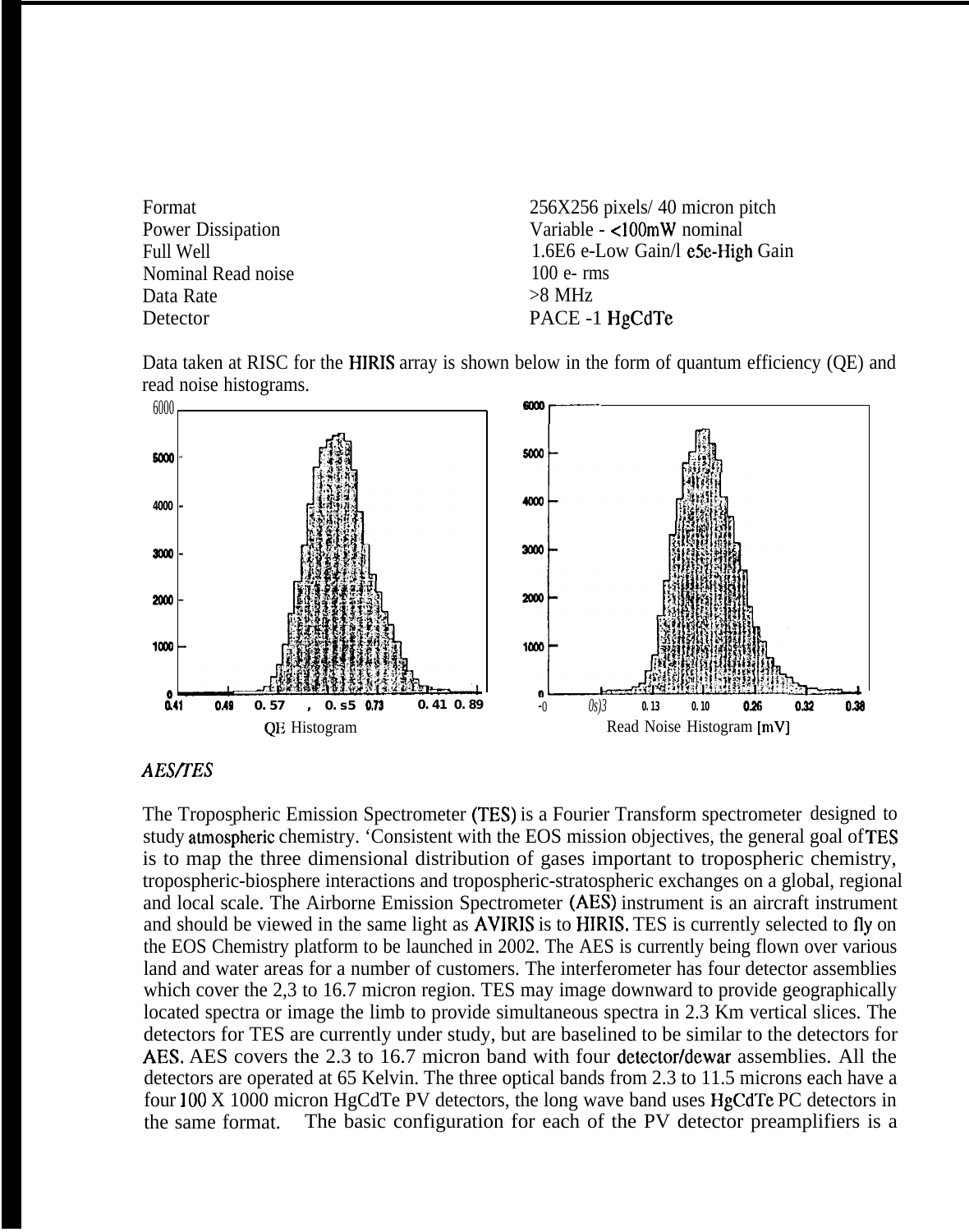| | |
|---|---|
| Format | 256X256 pixels/ 40 micron pitch |
| Power Dissipation | Variable - <100mW nominal |
| Full Well | 1.6E6 e-Low Gain/l e5e-High Gain |
| Nominal Read noise | 100 e- rms |
| Data Rate | >8 MHz |
| Detector | PACE -1 HgCdTe |

Data taken at RISC for the HIRIS array is shown below in the form of quantum efficiency (QE) and read noise histograms.

QE Histogram

Read Noise Histogram [mV]

### *AES/TES*

The Tropospheric Emission Spectrometer (TES) is a Fourier Transform spectrometer designed to study atmospheric chemistry. 'Consistent with the EOS mission objectives, the general goal of TES is to map the three dimensional distribution of gases important to tropospheric chemistry, tropospheric-biosphere interactions and tropospheric-stratospheric exchanges on a global, regional and local scale. The Airborne Emission Spectrometer (AES) instrument is an aircraft instrument and should be viewed in the same light as AVIRIS is to HIRIS. TES is currently selected to fly on the EOS Chemistry platform to be launched in 2002. The AES is currently being flown over various land and water areas for a number of customers. The interferometer has four detector assemblies which cover the 2,3 to 16.7 micron region. TES may image downward to provide geographically located spectra or image the limb to provide simultaneous spectra in 2.3 Km vertical slices. The detectors for TES are currently under study, but are baselined to be similar to the detectors for AES. AES covers the 2.3 to 16.7 micron band with four detector/dewar assemblies. All the detectors are operated at 65 Kelvin. The three optical bands from 2.3 to 11.5 microns each have a four 100 X 1000 micron HgCdTe PV detectors, the long wave band uses HgCdTe PC detectors in the same format. The basic configuration for each of the PV detector preamplifiers is a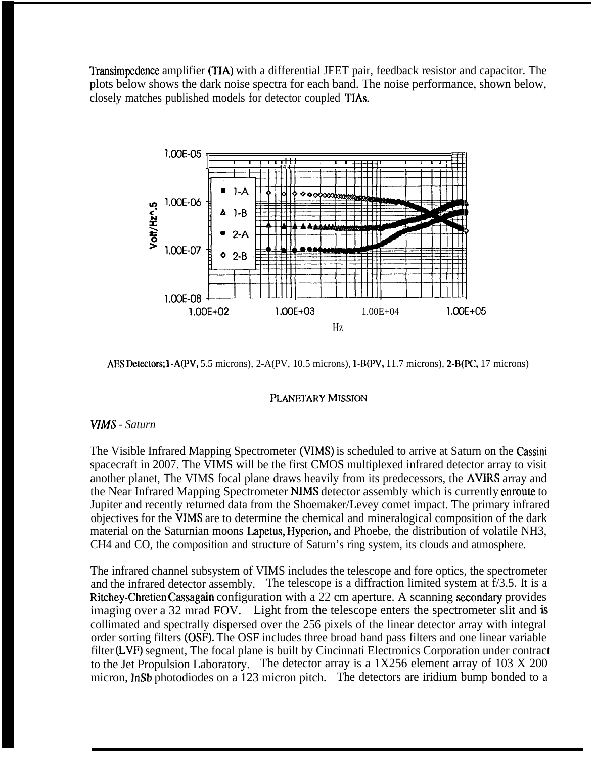Transimpedence amplifier (TIA) with a differential JFET pair, feedback resistor and capacitor. The plots below shows the dark noise spectra for each band. The noise performance, shown below, closely matches published models for detector coupled TIAs.

AES Detectors; 1-A(PV, 5.5 microns), 2-A(PV, 10.5 microns), 1-B(PV, 11.7 microns), 2-B(PC, 17 microns)

## PLANETARY MISSION

### *VIMS - Saturn*

The Visible Infrared Mapping Spectrometer (VIMS) is scheduled to arrive at Saturn on the Cassini spacecraft in 2007. The VIMS will be the first CMOS multiplexed infrared detector array to visit another planet, The VIMS focal plane draws heavily from its predecessors, the AVIRS array and the Near Infrared Mapping Spectrometer NIMS detector assembly which is currently enroute to Jupiter and recently returned data from the Shoemaker/Levey comet impact. The primary infrared objectives for the VIMS are to determine the chemical and mineralogical composition of the dark material on the Saturnian moons Lapetus, Hyperion, and Phoebe, the distribution of volatile $NH_3$, $CH_4$ and CO, the composition and structure of Saturn's ring system, its clouds and atmosphere.

The infrared channel subsystem of VIMS includes the telescope and fore optics, the spectrometer and the infrared detector assembly. The telescope is a diffraction limited system at f/3.5. It is a Ritchey-Chretien Cassagain configuration with a 22 cm aperture. A scanning secondary provides imaging over a 32 mrad FOV. Light from the telescope enters the spectrometer slit and is collimated and spectrally dispersed over the 256 pixels of the linear detector array with integral order sorting filters (OSF). The OSF includes three broad band pass filters and one linear variable filter (LVF) segment, The focal plane is built by Cincinnati Electronics Corporation under contract to the Jet Propulsion Laboratory. The detector array is a 1X256 element array of 103 X 200 micron, InSb photodiodes on a 123 micron pitch. The detectors are iridium bump bonded to a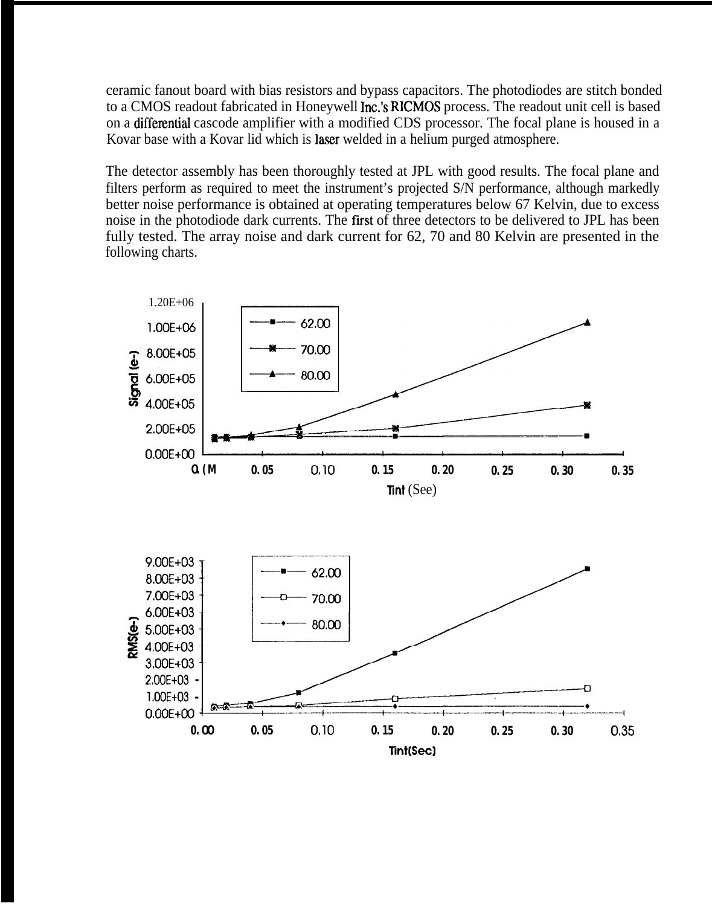ceramic fanout board with bias resistors and bypass capacitors. The photodiodes are stitch bonded to a CMOS readout fabricated in Honeywell Inc.'s RICMOS process. The readout unit cell is based on a differential cascode amplifier with a modified CDS processor. The focal plane is housed in a Kovar base with a Kovar lid which is laser welded in a helium purged atmosphere.

The detector assembly has been thoroughly tested at JPL with good results. The focal plane and filters perform as required to meet the instrument's projected S/N performance, although markedly better noise performance is obtained at operating temperatures below 67 Kelvin, due to excess noise in the photodiode dark currents. The first of three detectors to be delivered to JPL has been fully tested. The array noise and dark current for 62, 70 and 80 Kelvin are presented in the following charts.

1.20E+06
1.00E+06
8.00E+05
6.00E+05
4.00E+05
2.00E+05
0.00E+00

Signal (e-)

62.00
70.00
80.00

0.(M 0.05 0.10 0.15 0.20 0.25 0.30 0.35

Tint (See)

9.00E+03
8.00E+03
7.00E+03
6.00E+03
5.00E+03
4.00E+03
3.00E+03
2.00E+03
1.00E+03
0.00E+00

RMS(e-)

62.00
70.00
80.00

0.00 0.05 0.10 0.15 0.20 0.25 0.30 0.35

Tint(Sec)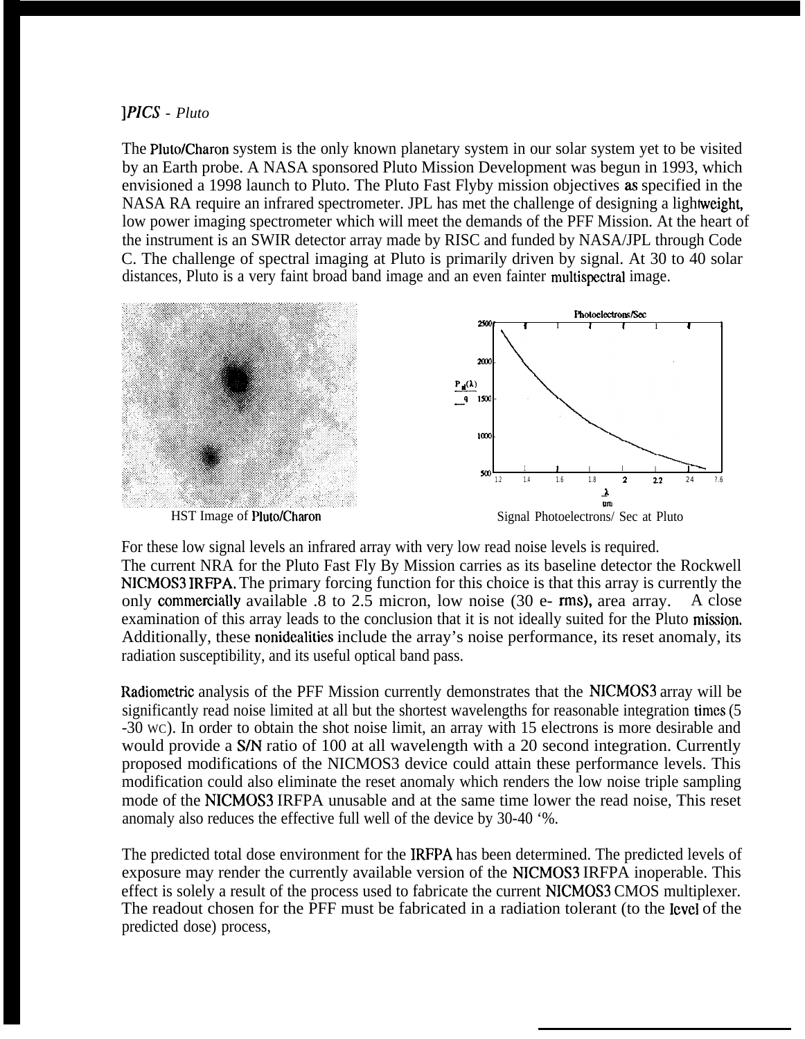*]PICS - Pluto*

The Pluto/Charon system is the only known planetary system in our solar system yet to be visited by an Earth probe. A NASA sponsored Pluto Mission Development was begun in 1993, which envisioned a 1998 launch to Pluto. The Pluto Fast Flyby mission objectives as specified in the NASA RA require an infrared spectrometer. JPL has met the challenge of designing a lightweight, low power imaging spectrometer which will meet the demands of the PFF Mission. At the heart of the instrument is an SWIR detector array made by RISC and funded by NASA/JPL through Code C. The challenge of spectral imaging at Pluto is primarily driven by signal. At 30 to 40 solar distances, Pluto is a very faint broad band image and an even fainter multispectral image.

HST Image of Pluto/Charon

Signal Photoelectrons/ Sec at Pluto

For these low signal levels an infrared array with very low read noise levels is required. The current NRA for the Pluto Fast Fly By Mission carries as its baseline detector the Rockwell NICMOS3 IRFPA. The primary forcing function for this choice is that this array is currently the only commercially available .8 to 2.5 micron, low noise (30 e- rms), area array. A close examination of this array leads to the conclusion that it is not ideally suited for the Pluto mission. Additionally, these nonidealities include the array's noise performance, its reset anomaly, its radiation susceptibility, and its useful optical band pass.

Radiometric analysis of the PFF Mission currently demonstrates that the NICMOS3 array will be significantly read noise limited at all but the shortest wavelengths for reasonable integration times (5 -30 WC). In order to obtain the shot noise limit, an array with 15 electrons is more desirable and would provide a S/N ratio of 100 at all wavelength with a 20 second integration. Currently proposed modifications of the NICMOS3 device could attain these performance levels. This modification could also eliminate the reset anomaly which renders the low noise triple sampling mode of the NICMOS3 IRFPA unusable and at the same time lower the read noise, This reset anomaly also reduces the effective full well of the device by 30-40 '%.

The predicted total dose environment for the IRFPA has been determined. The predicted levels of exposure may render the currently available version of the NICMOS3 IRFPA inoperable. This effect is solely a result of the process used to fabricate the current NICMOS3 CMOS multiplexer. The readout chosen for the PFF must be fabricated in a radiation tolerant (to the level of the predicted dose) process,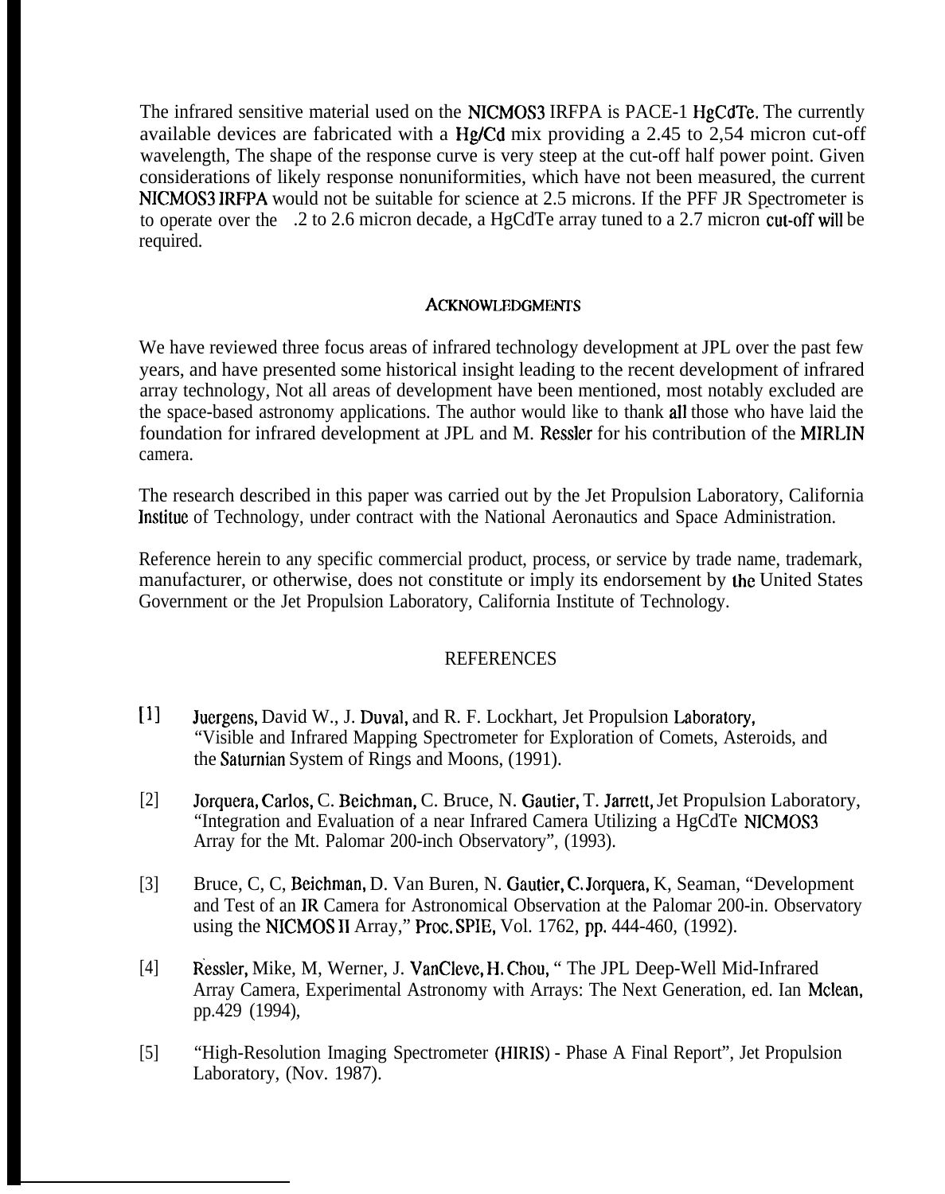The infrared sensitive material used on the NICMOS3 IRFPA is PACE-1 HgCdTe. The currently available devices are fabricated with a Hg/Cd mix providing a 2.45 to 2,54 micron cut-off wavelength, The shape of the response curve is very steep at the cut-off half power point. Given considerations of likely response nonuniformities, which have not been measured, the current NICMOS3 IRFPA would not be suitable for science at 2.5 microns. If the PFF JR Spectrometer is to operate over the .2 to 2.6 micron decade, a HgCdTe array tuned to a 2.7 micron cut-off will be required.

## ACKNOWLEDGMENTS

We have reviewed three focus areas of infrared technology development at JPL over the past few years, and have presented some historical insight leading to the recent development of infrared array technology, Not all areas of development have been mentioned, most notably excluded are the space-based astronomy applications. The author would like to thank all those who have laid the foundation for infrared development at JPL and M. Ressler for his contribution of the MIRLIN camera.

The research described in this paper was carried out by the Jet Propulsion Laboratory, California Institue of Technology, under contract with the National Aeronautics and Space Administration.

Reference herein to any specific commercial product, process, or service by trade name, trademark, manufacturer, or otherwise, does not constitute or imply its endorsement by the United States Government or the Jet Propulsion Laboratory, California Institute of Technology.

## REFERENCES

[1] Juergens, David W., J. Duval, and R. F. Lockhart, Jet Propulsion Laboratory, "Visible and Infrared Mapping Spectrometer for Exploration of Comets, Asteroids, and the Saturnian System of Rings and Moons, (1991).

[2] Jorquera, Carlos, C. Beichman, C. Bruce, N. Gautier, T. Jarrett, Jet Propulsion Laboratory, "Integration and Evaluation of a near Infrared Camera Utilizing a HgCdTe NICMOS3 Array for the Mt. Palomar 200-inch Observatory", (1993).

[3] Bruce, C, C, Beichman, D. Van Buren, N. Gautier, C. Jorquera, K, Seaman, "Development and Test of an IR Camera for Astronomical Observation at the Palomar 200-in. Observatory using the NICMOS II Array," Proc. SPIE, Vol. 1762, pp. 444-460, (1992).

[4] Ressler, Mike, M, Werner, J. VanCleve, H. Chou, " The JPL Deep-Well Mid-Infrared Array Camera, Experimental Astronomy with Arrays: The Next Generation, ed. Ian Mclean, pp.429 (1994),

[5] "High-Resolution Imaging Spectrometer (HIRIS) - Phase A Final Report", Jet Propulsion Laboratory, (Nov. 1987).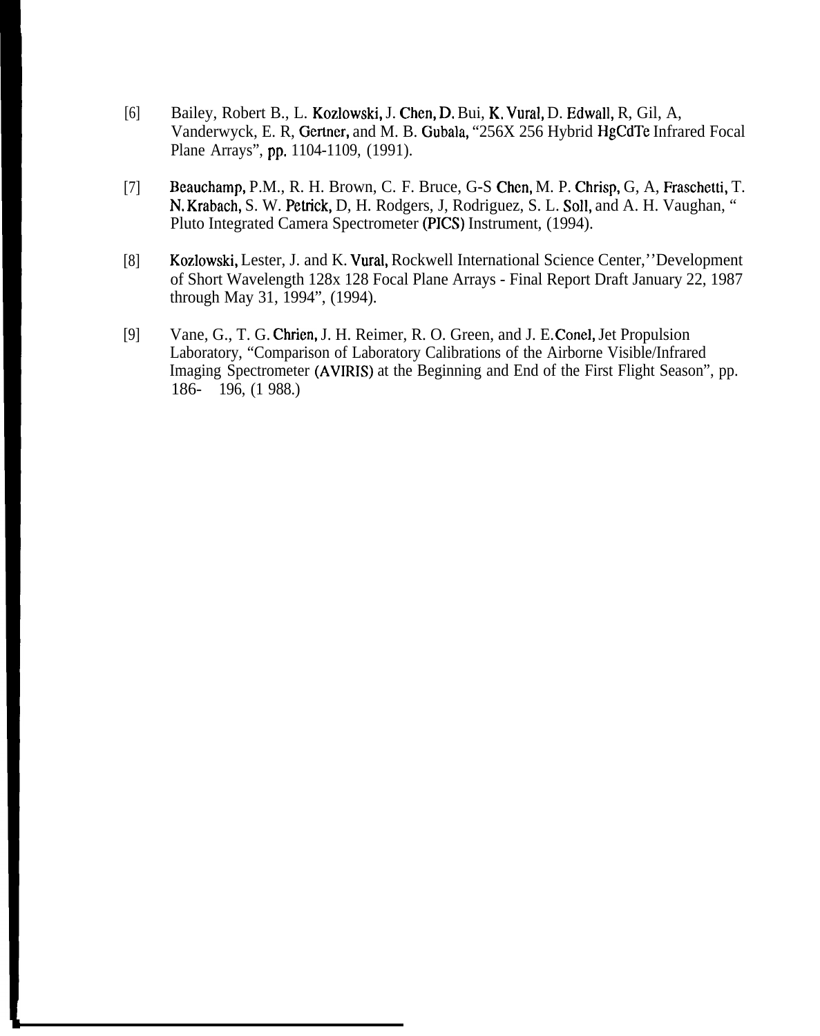[6] Bailey, Robert B., L. Kozlowski, J. Chen, D. Bui, K. Vural, D. Edwall, R, Gil, A, Vanderwyck, E. R, Gertner, and M. B. Gubala, "256X 256 Hybrid HgCdTe Infrared Focal Plane Arrays", pp. 1104-1109, (1991).

[7] Beauchamp, P.M., R. H. Brown, C. F. Bruce, G-S Chen, M. P. Chrisp, G, A, Fraschetti, T. N. Krabach, S. W. Petrick, D, H. Rodgers, J, Rodriguez, S. L. Soll, and A. H. Vaughan, " Pluto Integrated Camera Spectrometer (PICS) Instrument, (1994).

[8] Kozlowski, Lester, J. and K. Vural, Rockwell International Science Center,''Development of Short Wavelength 128x 128 Focal Plane Arrays - Final Report Draft January 22, 1987 through May 31, 1994", (1994).

[9] Vane, G., T. G. Chrien, J. H. Reimer, R. O. Green, and J. E. Conel, Jet Propulsion Laboratory, "Comparison of Laboratory Calibrations of the Airborne Visible/Infrared Imaging Spectrometer (AVIRIS) at the Beginning and End of the First Flight Season", pp. 186- 196, (1 988.)